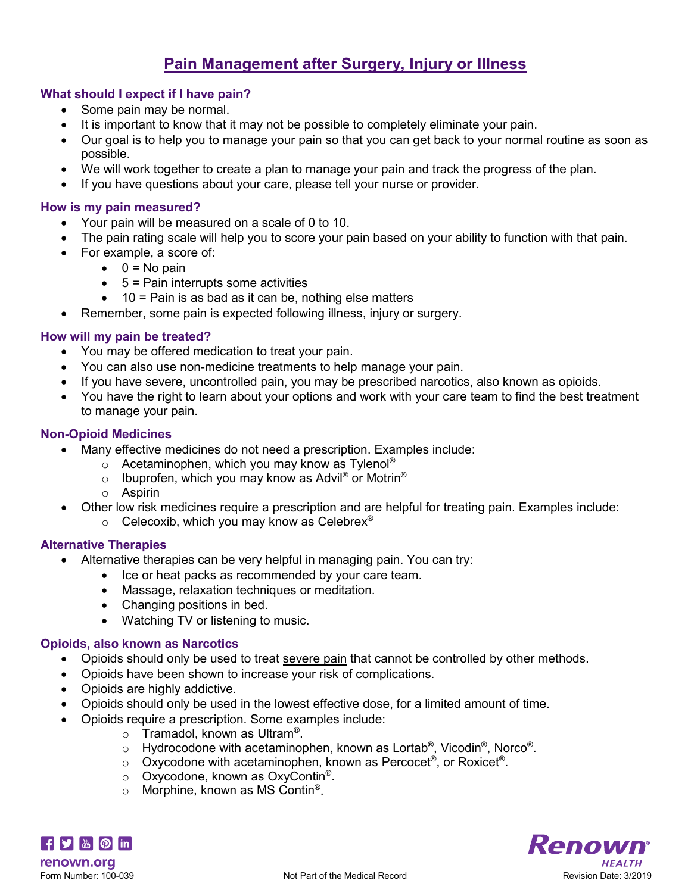# Pain Management after Surgery, Injury or Illness

### What should I expect if I have pain?

- Some pain may be normal.
- It is important to know that it may not be possible to completely eliminate your pain.
- Our goal is to help you to manage your pain so that you can get back to your normal routine as soon as possible.
- We will work together to create a plan to manage your pain and track the progress of the plan.
- If you have questions about your care, please tell your nurse or provider.

### How is my pain measured?

- Your pain will be measured on a scale of 0 to 10.
- The pain rating scale will help you to score your pain based on your ability to function with that pain.
- For example, a score of:
  - 0 = No pain
  - 5 = Pain interrupts some activities
  - 10 = Pain is as bad as it can be, nothing else matters
- Remember, some pain is expected following illness, injury or surgery.

### How will my pain be treated?

- You may be offered medication to treat your pain.
- You can also use non-medicine treatments to help manage your pain.
- If you have severe, uncontrolled pain, you may be prescribed narcotics, also known as opioids.
- You have the right to learn about your options and work with your care team to find the best treatment to manage your pain.

### Non-Opioid Medicines

- Many effective medicines do not need a prescription. Examples include:
  - Acetaminophen, which you may know as Tylenol®
  - Ibuprofen, which you may know as Advil® or Motrin®
  - Aspirin
- Other low risk medicines require a prescription and are helpful for treating pain. Examples include:
  - Celecoxib, which you may know as Celebrex®

### Alternative Therapies

- Alternative therapies can be very helpful in managing pain. You can try:
  - Ice or heat packs as recommended by your care team.
  - Massage, relaxation techniques or meditation.
  - Changing positions in bed.
  - Watching TV or listening to music.

### Opioids, also known as Narcotics

- Opioids should only be used to treat severe pain that cannot be controlled by other methods.
- Opioids have been shown to increase your risk of complications.
- Opioids are highly addictive.
- Opioids should only be used in the lowest effective dose, for a limited amount of time.
- Opioids require a prescription. Some examples include:
  - Tramadol, known as Ultram®.
  - Hydrocodone with acetaminophen, known as Lortab®, Vicodin®, Norco®.
  - Oxycodone with acetaminophen, known as Percocet®, or Roxicet®.
  - Oxycodone, known as OxyContin®.
  - Morphine, known as MS Contin®.

renown.org
Form Number: 100-039 Not Part of the Medical Record Revision Date: 3/2019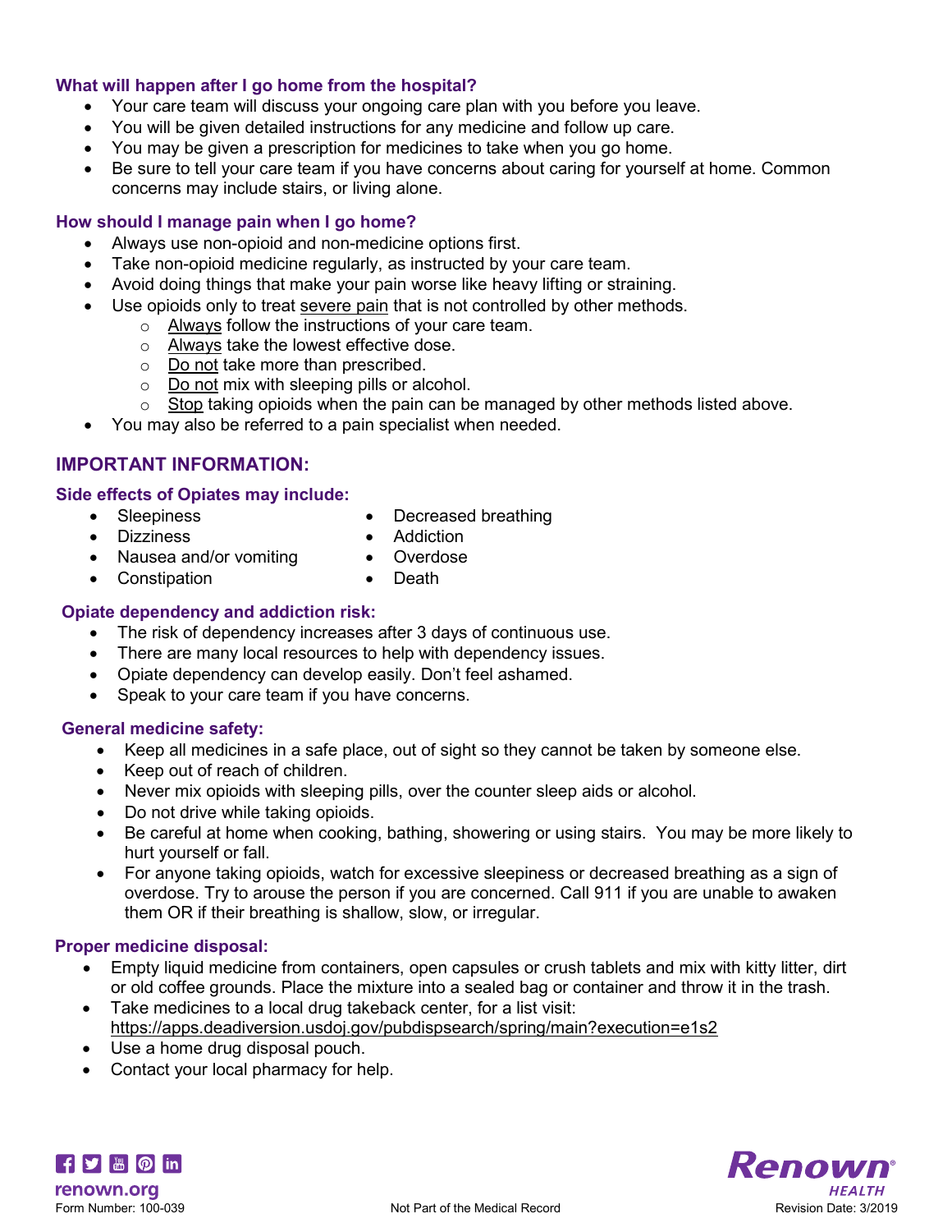### What will happen after I go home from the hospital?

- Your care team will discuss your ongoing care plan with you before you leave.
- You will be given detailed instructions for any medicine and follow up care.
- You may be given a prescription for medicines to take when you go home.
- Be sure to tell your care team if you have concerns about caring for yourself at home. Common concerns may include stairs, or living alone.

### How should I manage pain when I go home?

- Always use non-opioid and non-medicine options first.
- Take non-opioid medicine regularly, as instructed by your care team.
- Avoid doing things that make your pain worse like heavy lifting or straining.
- Use opioids only to treat severe pain that is not controlled by other methods.
  - Always follow the instructions of your care team.
  - Always take the lowest effective dose.
  - Do not take more than prescribed.
  - Do not mix with sleeping pills or alcohol.
  - Stop taking opioids when the pain can be managed by other methods listed above.
- You may also be referred to a pain specialist when needed.

## IMPORTANT INFORMATION:

### Side effects of Opiates may include:

- Sleepiness
- Dizziness
- Nausea and/or vomiting
- Constipation
- Decreased breathing
- Addiction
- Overdose
- Death

### Opiate dependency and addiction risk:

- The risk of dependency increases after 3 days of continuous use.
- There are many local resources to help with dependency issues.
- Opiate dependency can develop easily. Don't feel ashamed.
- Speak to your care team if you have concerns.

### General medicine safety:

- Keep all medicines in a safe place, out of sight so they cannot be taken by someone else.
- Keep out of reach of children.
- Never mix opioids with sleeping pills, over the counter sleep aids or alcohol.
- Do not drive while taking opioids.
- Be careful at home when cooking, bathing, showering or using stairs. You may be more likely to hurt yourself or fall.
- For anyone taking opioids, watch for excessive sleepiness or decreased breathing as a sign of overdose. Try to arouse the person if you are concerned. Call 911 if you are unable to awaken them OR if their breathing is shallow, slow, or irregular.

### Proper medicine disposal:

- Empty liquid medicine from containers, open capsules or crush tablets and mix with kitty litter, dirt or old coffee grounds. Place the mixture into a sealed bag or container and throw it in the trash.
- Take medicines to a local drug takeback center, for a list visit: https://apps.deadiversion.usdoj.gov/pubdispsearch/spring/main?execution=e1s2
- Use a home drug disposal pouch.
- Contact your local pharmacy for help.

renown.org

Form Number: 100-039

Not Part of the Medical Record

Renown HEALTH

Revision Date: 3/2019